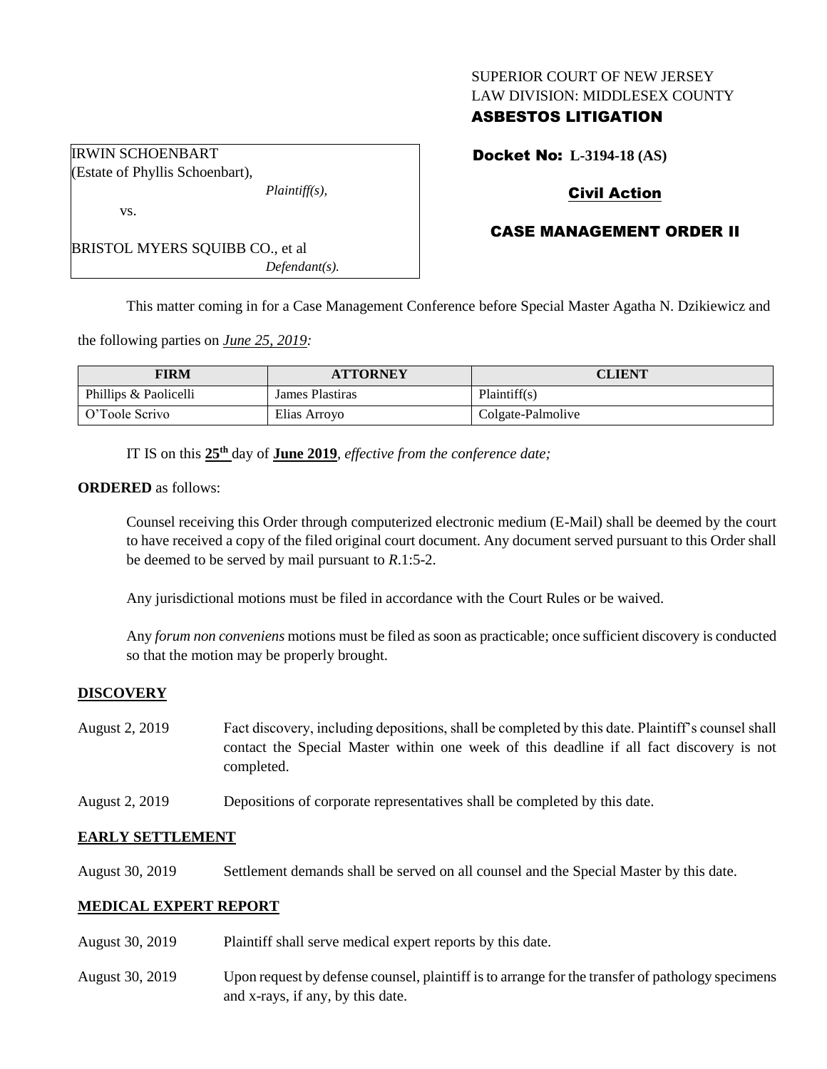SUPERIOR COURT OF NEW JERSEY
LAW DIVISION: MIDDLESEX COUNTY

**ASBESTOS LITIGATION**

IRWIN SCHOENBART
(Estate of Phyllis Schoenbart),
*Plaintiff(s),*

vs.

BRISTOL MYERS SQUIBB CO., et al
*Defendant(s).*

**Docket No: L-3194-18 (AS)**

**Civil Action**

**CASE MANAGEMENT ORDER II**

This matter coming in for a Case Management Conference before Special Master Agatha N. Dzikiewicz and the following parties on *June 25, 2019:*

| FIRM | ATTORNEY | CLIENT |
| --- | --- | --- |
| Phillips & Paolicelli | James Plastiras | Plaintiff(s) |
| O'Toole Scrivo | Elias Arroyo | Colgate-Palmolive |

IT IS on this **25th** day of **June 2019**, *effective from the conference date;*

**ORDERED** as follows:

Counsel receiving this Order through computerized electronic medium (E-Mail) shall be deemed by the court to have received a copy of the filed original court document. Any document served pursuant to this Order shall be deemed to be served by mail pursuant to *R*.1:5-2.

Any jurisdictional motions must be filed in accordance with the Court Rules or be waived.

Any *forum non conveniens* motions must be filed as soon as practicable; once sufficient discovery is conducted so that the motion may be properly brought.

**DISCOVERY**

August 2, 2019 — Fact discovery, including depositions, shall be completed by this date. Plaintiff's counsel shall contact the Special Master within one week of this deadline if all fact discovery is not completed.

August 2, 2019 — Depositions of corporate representatives shall be completed by this date.

**EARLY SETTLEMENT**

August 30, 2019 — Settlement demands shall be served on all counsel and the Special Master by this date.

**MEDICAL EXPERT REPORT**

August 30, 2019 — Plaintiff shall serve medical expert reports by this date.

August 30, 2019 — Upon request by defense counsel, plaintiff is to arrange for the transfer of pathology specimens and x-rays, if any, by this date.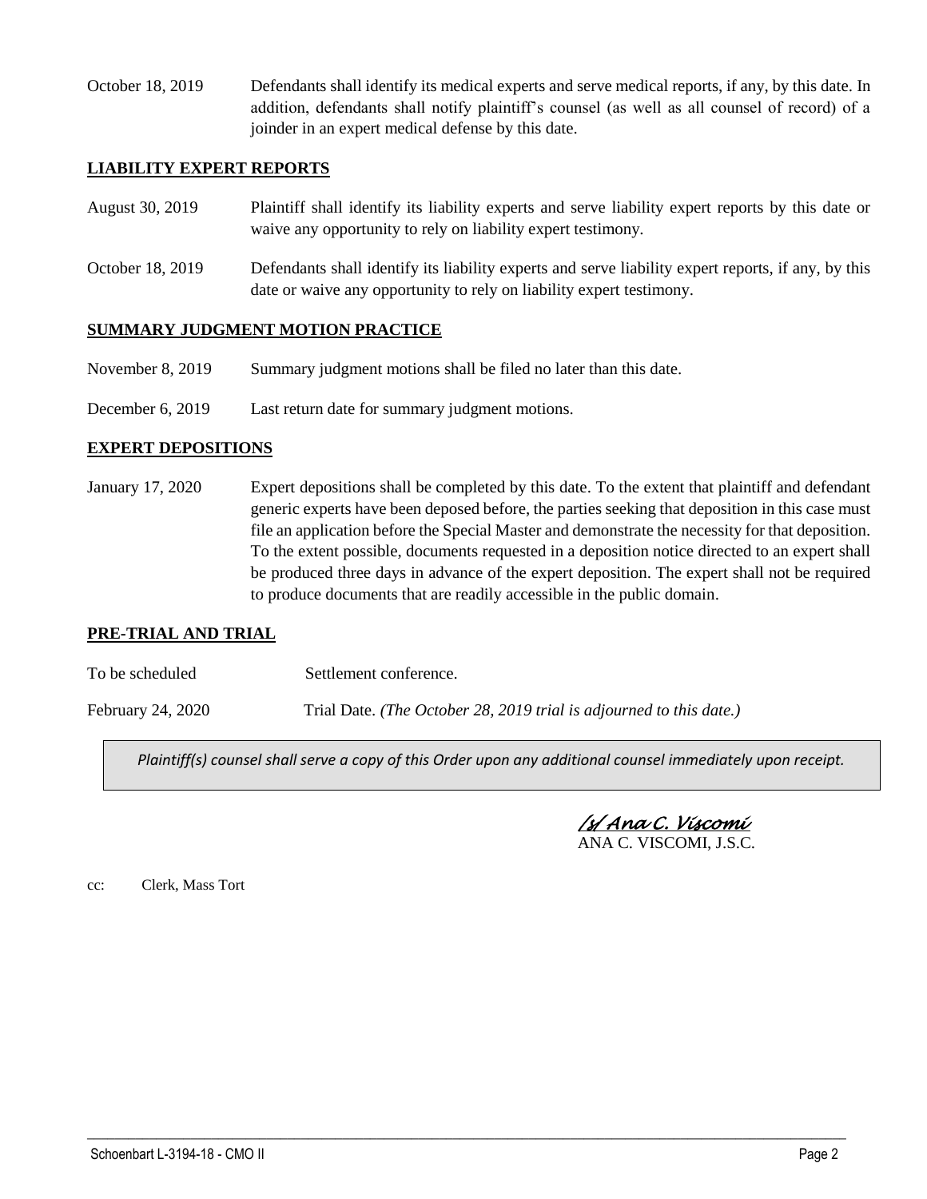October 18, 2019 Defendants shall identify its medical experts and serve medical reports, if any, by this date. In addition, defendants shall notify plaintiff's counsel (as well as all counsel of record) of a joinder in an expert medical defense by this date.

**LIABILITY EXPERT REPORTS**

August 30, 2019 Plaintiff shall identify its liability experts and serve liability expert reports by this date or waive any opportunity to rely on liability expert testimony.

October 18, 2019 Defendants shall identify its liability experts and serve liability expert reports, if any, by this date or waive any opportunity to rely on liability expert testimony.

**SUMMARY JUDGMENT MOTION PRACTICE**

November 8, 2019 Summary judgment motions shall be filed no later than this date.

December 6, 2019 Last return date for summary judgment motions.

**EXPERT DEPOSITIONS**

January 17, 2020 Expert depositions shall be completed by this date. To the extent that plaintiff and defendant generic experts have been deposed before, the parties seeking that deposition in this case must file an application before the Special Master and demonstrate the necessity for that deposition. To the extent possible, documents requested in a deposition notice directed to an expert shall be produced three days in advance of the expert deposition. The expert shall not be required to produce documents that are readily accessible in the public domain.

**PRE-TRIAL AND TRIAL**

To be scheduled Settlement conference.

February 24, 2020 Trial Date. *(The October 28, 2019 trial is adjourned to this date.)*

*Plaintiff(s) counsel shall serve a copy of this Order upon any additional counsel immediately upon receipt.*

*/s/ Ana C. Viscomi*
ANA C. VISCOMI, J.S.C.

cc: Clerk, Mass Tort